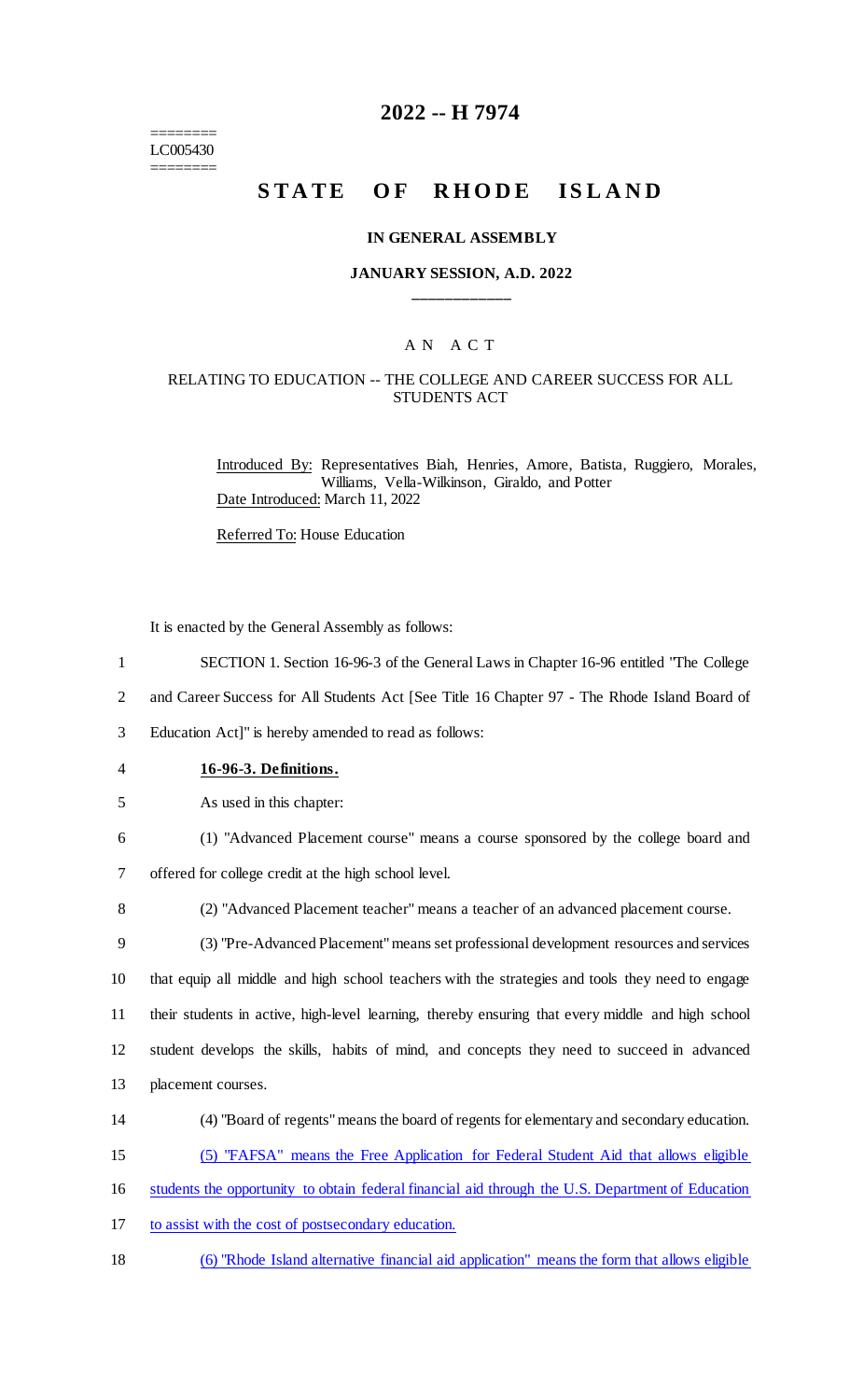========
LC005430
========

# 2022 -- H 7974

## STATE OF RHODE ISLAND

### IN GENERAL ASSEMBLY

### JANUARY SESSION, A.D. 2022

____________

A N A C T

RELATING TO EDUCATION -- THE COLLEGE AND CAREER SUCCESS FOR ALL STUDENTS ACT

Introduced By: Representatives Biah, Henries, Amore, Batista, Ruggiero, Morales, Williams, Vella-Wilkinson, Giraldo, and Potter

Date Introduced: March 11, 2022

Referred To: House Education

It is enacted by the General Assembly as follows:

1 SECTION 1. Section 16-96-3 of the General Laws in Chapter 16-96 entitled "The College
2 and Career Success for All Students Act [See Title 16 Chapter 97 - The Rhode Island Board of
3 Education Act]" is hereby amended to read as follows:

4 **16-96-3. Definitions.**

5 As used in this chapter:

6 (1) "Advanced Placement course" means a course sponsored by the college board and
7 offered for college credit at the high school level.

8 (2) "Advanced Placement teacher" means a teacher of an advanced placement course.

9 (3) "Pre-Advanced Placement" means set professional development resources and services
10 that equip all middle and high school teachers with the strategies and tools they need to engage
11 their students in active, high-level learning, thereby ensuring that every middle and high school
12 student develops the skills, habits of mind, and concepts they need to succeed in advanced
13 placement courses.

14 (4) "Board of regents" means the board of regents for elementary and secondary education.

15 (5) "FAFSA" means the Free Application for Federal Student Aid that allows eligible
16 students the opportunity to obtain federal financial aid through the U.S. Department of Education
17 to assist with the cost of postsecondary education.

18 (6) "Rhode Island alternative financial aid application" means the form that allows eligible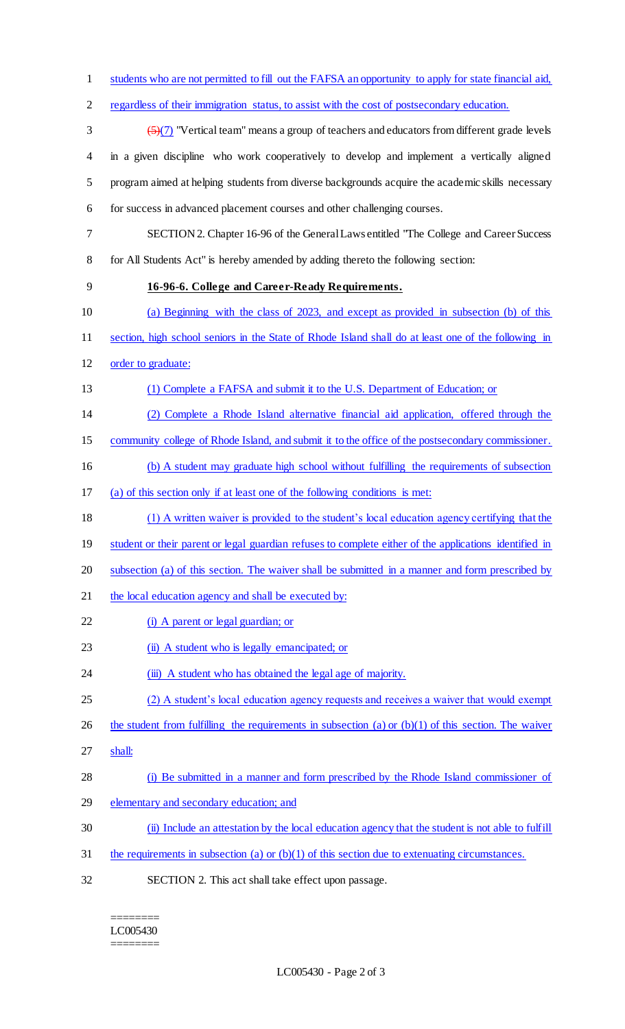students who are not permitted to fill out the FAFSA an opportunity to apply for state financial aid, regardless of their immigration status, to assist with the cost of postsecondary education.

~~(5)~~(7) "Vertical team" means a group of teachers and educators from different grade levels in a given discipline who work cooperatively to develop and implement a vertically aligned program aimed at helping students from diverse backgrounds acquire the academic skills necessary for success in advanced placement courses and other challenging courses.

SECTION 2. Chapter 16-96 of the General Laws entitled "The College and Career Success for All Students Act" is hereby amended by adding thereto the following section:

**16-96-6. College and Career-Ready Requirements.**

(a) Beginning with the class of 2023, and except as provided in subsection (b) of this section, high school seniors in the State of Rhode Island shall do at least one of the following in order to graduate:

(1) Complete a FAFSA and submit it to the U.S. Department of Education; or

(2) Complete a Rhode Island alternative financial aid application, offered through the community college of Rhode Island, and submit it to the office of the postsecondary commissioner.

(b) A student may graduate high school without fulfilling the requirements of subsection (a) of this section only if at least one of the following conditions is met:

(1) A written waiver is provided to the student's local education agency certifying that the student or their parent or legal guardian refuses to complete either of the applications identified in subsection (a) of this section. The waiver shall be submitted in a manner and form prescribed by the local education agency and shall be executed by:

(i) A parent or legal guardian; or

(ii) A student who is legally emancipated; or

(iii) A student who has obtained the legal age of majority.

(2) A student's local education agency requests and receives a waiver that would exempt the student from fulfilling the requirements in subsection (a) or (b)(1) of this section. The waiver shall:

(i) Be submitted in a manner and form prescribed by the Rhode Island commissioner of elementary and secondary education; and

(ii) Include an attestation by the local education agency that the student is not able to fulfill the requirements in subsection (a) or (b)(1) of this section due to extenuating circumstances.

SECTION 2. This act shall take effect upon passage.

========
LC005430
========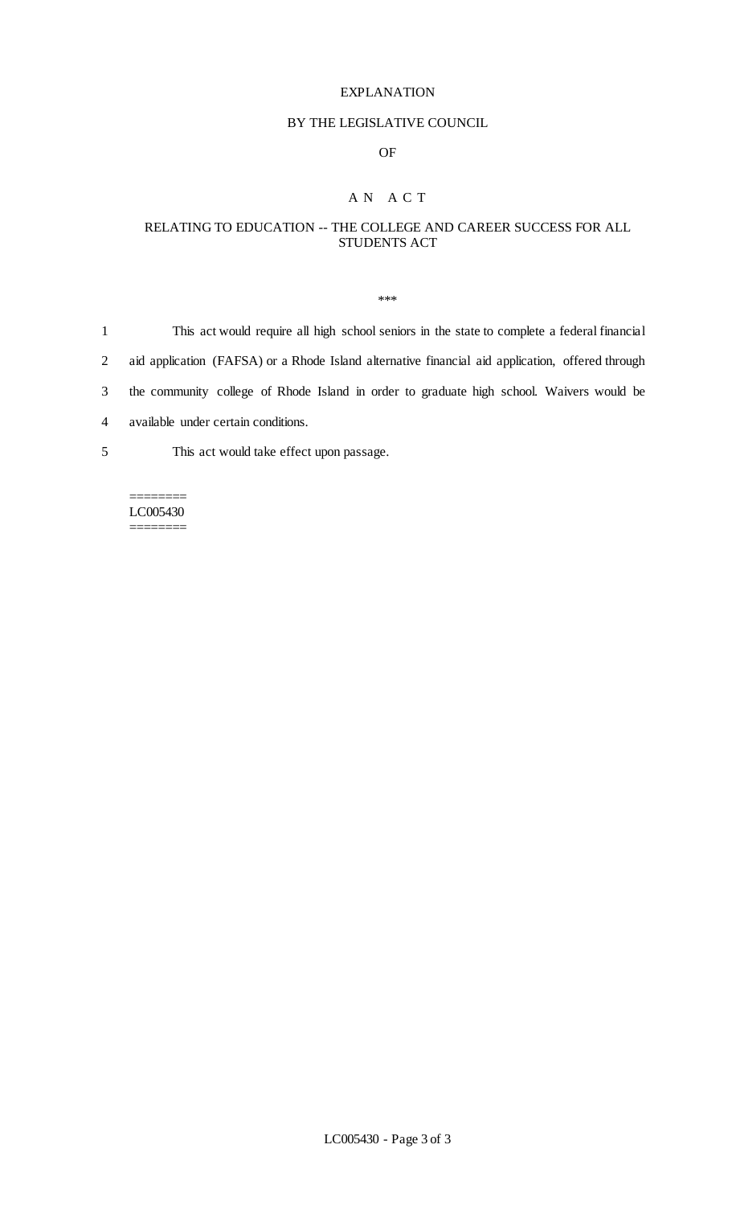EXPLANATION

BY THE LEGISLATIVE COUNCIL

OF

# A N A C T

## RELATING TO EDUCATION -- THE COLLEGE AND CAREER SUCCESS FOR ALL STUDENTS ACT

***

This act would require all high school seniors in the state to complete a federal financial aid application (FAFSA) or a Rhode Island alternative financial aid application, offered through the community college of Rhode Island in order to graduate high school. Waivers would be available under certain conditions.

This act would take effect upon passage.

========
LC005430
========